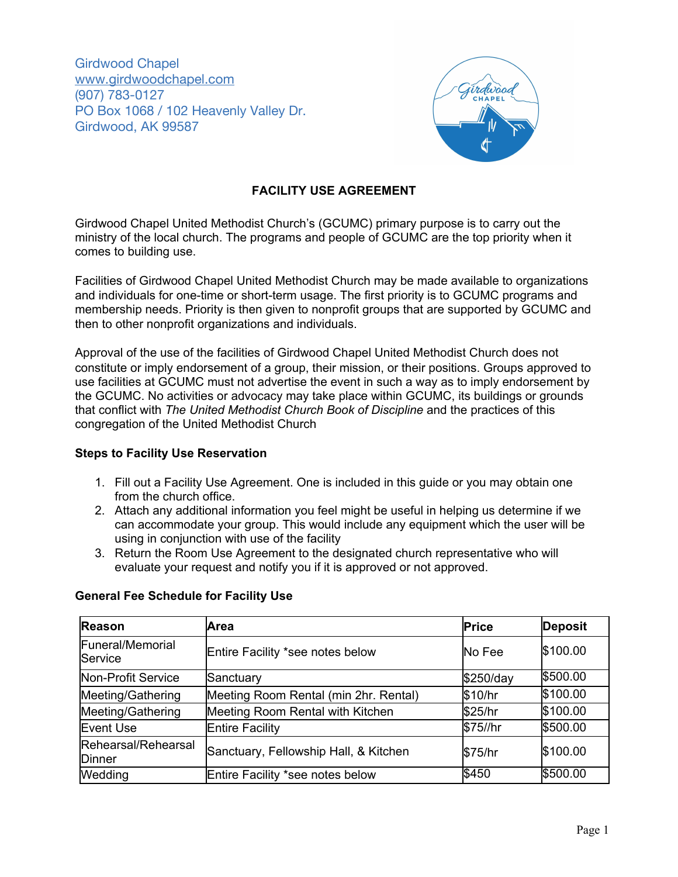Girdwood Chapel
www.girdwoodchapel.com
(907) 783-0127
PO Box 1068 / 102 Heavenly Valley Dr.
Girdwood, AK 99587

# FACILITY USE AGREEMENT

Girdwood Chapel United Methodist Church's (GCUMC) primary purpose is to carry out the ministry of the local church. The programs and people of GCUMC are the top priority when it comes to building use.

Facilities of Girdwood Chapel United Methodist Church may be made available to organizations and individuals for one-time or short-term usage. The first priority is to GCUMC programs and membership needs. Priority is then given to nonprofit groups that are supported by GCUMC and then to other nonprofit organizations and individuals.

Approval of the use of the facilities of Girdwood Chapel United Methodist Church does not constitute or imply endorsement of a group, their mission, or their positions. Groups approved to use facilities at GCUMC must not advertise the event in such a way as to imply endorsement by the GCUMC. No activities or advocacy may take place within GCUMC, its buildings or grounds that conflict with *The United Methodist Church Book of Discipline* and the practices of this congregation of the United Methodist Church

### Steps to Facility Use Reservation

1. Fill out a Facility Use Agreement. One is included in this guide or you may obtain one from the church office.
2. Attach any additional information you feel might be useful in helping us determine if we can accommodate your group. This would include any equipment which the user will be using in conjunction with use of the facility
3. Return the Room Use Agreement to the designated church representative who will evaluate your request and notify you if it is approved or not approved.

### General Fee Schedule for Facility Use

| Reason | Area | Price | Deposit |
|---|---|---|---|
| Funeral/Memorial Service | Entire Facility *see notes below | No Fee | $100.00 |
| Non-Profit Service | Sanctuary | $250/day | $500.00 |
| Meeting/Gathering | Meeting Room Rental (min 2hr. Rental) | $10/hr | $100.00 |
| Meeting/Gathering | Meeting Room Rental with Kitchen | $25/hr | $100.00 |
| Event Use | Entire Facility | $75//hr | $500.00 |
| Rehearsal/Rehearsal Dinner | Sanctuary, Fellowship Hall, & Kitchen | $75/hr | $100.00 |
| Wedding | Entire Facility *see notes below | $450 | $500.00 |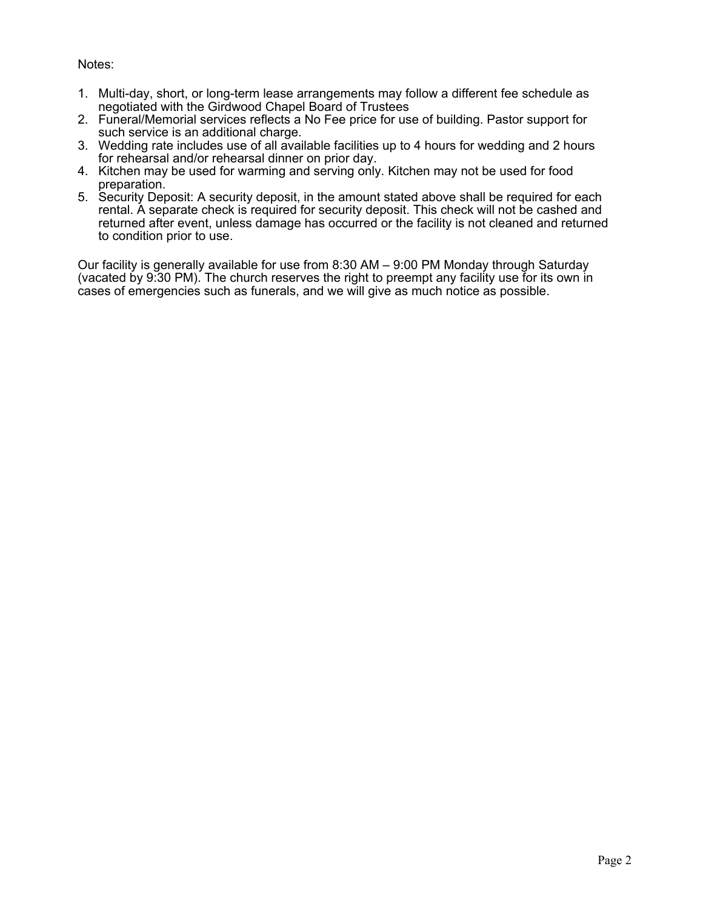Notes:

1. Multi-day, short, or long-term lease arrangements may follow a different fee schedule as negotiated with the Girdwood Chapel Board of Trustees
2. Funeral/Memorial services reflects a No Fee price for use of building. Pastor support for such service is an additional charge.
3. Wedding rate includes use of all available facilities up to 4 hours for wedding and 2 hours for rehearsal and/or rehearsal dinner on prior day.
4. Kitchen may be used for warming and serving only. Kitchen may not be used for food preparation.
5. Security Deposit: A security deposit, in the amount stated above shall be required for each rental. A separate check is required for security deposit. This check will not be cashed and returned after event, unless damage has occurred or the facility is not cleaned and returned to condition prior to use.

Our facility is generally available for use from 8:30 AM – 9:00 PM Monday through Saturday (vacated by 9:30 PM). The church reserves the right to preempt any facility use for its own in cases of emergencies such as funerals, and we will give as much notice as possible.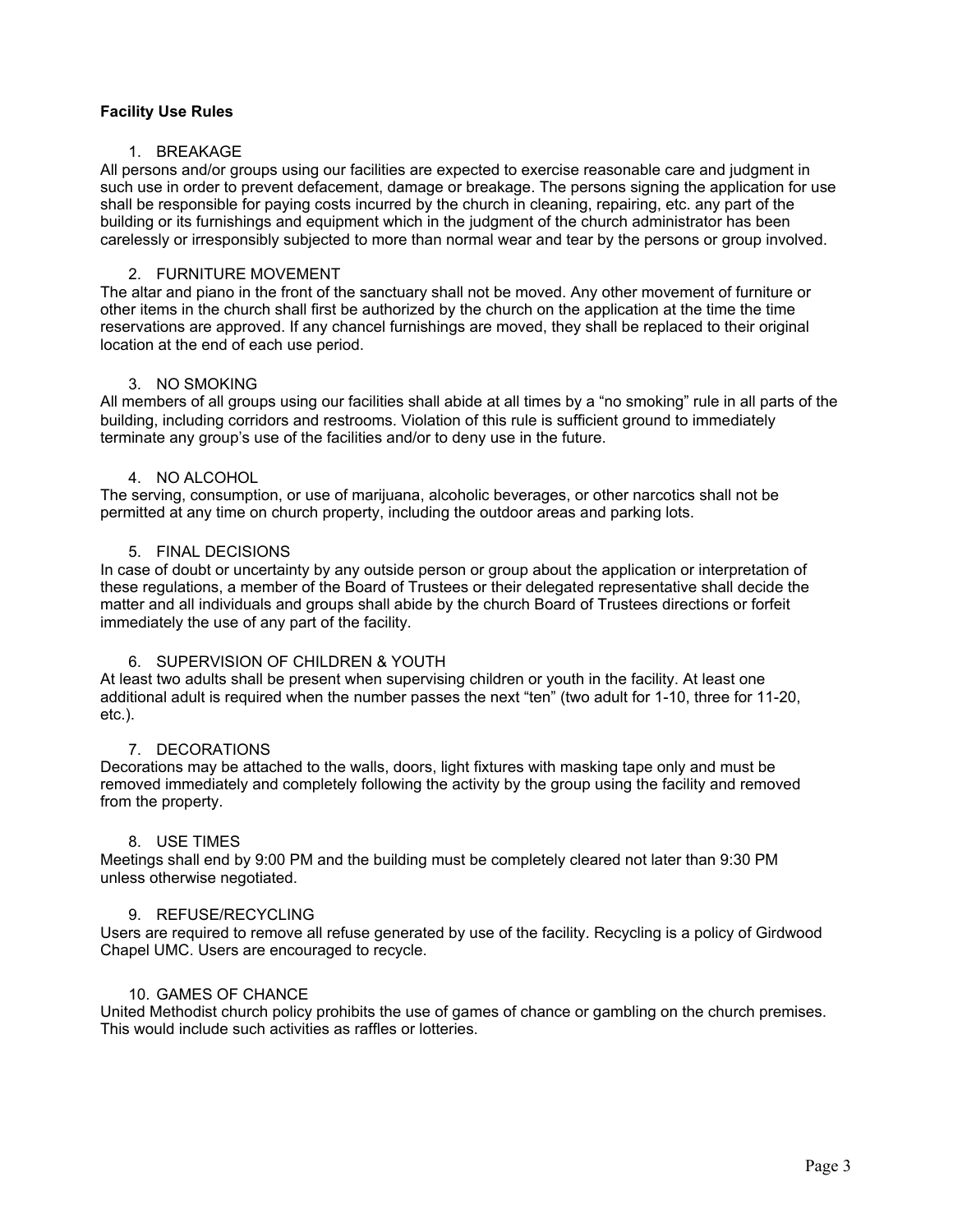**Facility Use Rules**

1. BREAKAGE

All persons and/or groups using our facilities are expected to exercise reasonable care and judgment in such use in order to prevent defacement, damage or breakage. The persons signing the application for use shall be responsible for paying costs incurred by the church in cleaning, repairing, etc. any part of the building or its furnishings and equipment which in the judgment of the church administrator has been carelessly or irresponsibly subjected to more than normal wear and tear by the persons or group involved.

2. FURNITURE MOVEMENT

The altar and piano in the front of the sanctuary shall not be moved. Any other movement of furniture or other items in the church shall first be authorized by the church on the application at the time the time reservations are approved. If any chancel furnishings are moved, they shall be replaced to their original location at the end of each use period.

3. NO SMOKING

All members of all groups using our facilities shall abide at all times by a "no smoking" rule in all parts of the building, including corridors and restrooms. Violation of this rule is sufficient ground to immediately terminate any group's use of the facilities and/or to deny use in the future.

4. NO ALCOHOL

The serving, consumption, or use of marijuana, alcoholic beverages, or other narcotics shall not be permitted at any time on church property, including the outdoor areas and parking lots.

5. FINAL DECISIONS

In case of doubt or uncertainty by any outside person or group about the application or interpretation of these regulations, a member of the Board of Trustees or their delegated representative shall decide the matter and all individuals and groups shall abide by the church Board of Trustees directions or forfeit immediately the use of any part of the facility.

6. SUPERVISION OF CHILDREN & YOUTH

At least two adults shall be present when supervising children or youth in the facility. At least one additional adult is required when the number passes the next "ten" (two adult for 1-10, three for 11-20, etc.).

7. DECORATIONS

Decorations may be attached to the walls, doors, light fixtures with masking tape only and must be removed immediately and completely following the activity by the group using the facility and removed from the property.

8. USE TIMES

Meetings shall end by 9:00 PM and the building must be completely cleared not later than 9:30 PM unless otherwise negotiated.

9. REFUSE/RECYCLING

Users are required to remove all refuse generated by use of the facility. Recycling is a policy of Girdwood Chapel UMC. Users are encouraged to recycle.

10. GAMES OF CHANCE

United Methodist church policy prohibits the use of games of chance or gambling on the church premises. This would include such activities as raffles or lotteries.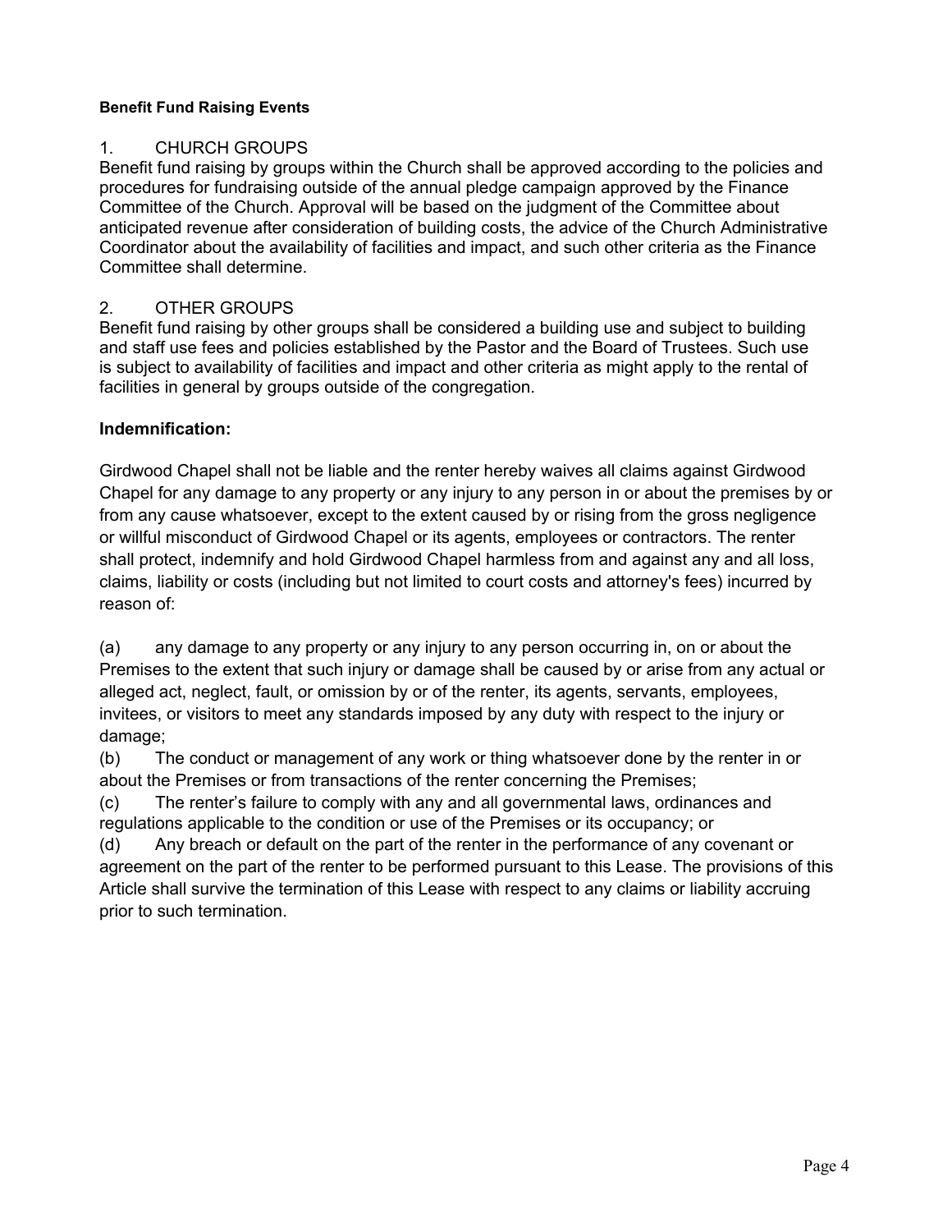**Benefit Fund Raising Events**

1. CHURCH GROUPS

Benefit fund raising by groups within the Church shall be approved according to the policies and procedures for fundraising outside of the annual pledge campaign approved by the Finance Committee of the Church. Approval will be based on the judgment of the Committee about anticipated revenue after consideration of building costs, the advice of the Church Administrative Coordinator about the availability of facilities and impact, and such other criteria as the Finance Committee shall determine.

2. OTHER GROUPS

Benefit fund raising by other groups shall be considered a building use and subject to building and staff use fees and policies established by the Pastor and the Board of Trustees. Such use is subject to availability of facilities and impact and other criteria as might apply to the rental of facilities in general by groups outside of the congregation.

**Indemnification:**

Girdwood Chapel shall not be liable and the renter hereby waives all claims against Girdwood Chapel for any damage to any property or any injury to any person in or about the premises by or from any cause whatsoever, except to the extent caused by or rising from the gross negligence or willful misconduct of Girdwood Chapel or its agents, employees or contractors. The renter shall protect, indemnify and hold Girdwood Chapel harmless from and against any and all loss, claims, liability or costs (including but not limited to court costs and attorney's fees) incurred by reason of:

(a) any damage to any property or any injury to any person occurring in, on or about the Premises to the extent that such injury or damage shall be caused by or arise from any actual or alleged act, neglect, fault, or omission by or of the renter, its agents, servants, employees, invitees, or visitors to meet any standards imposed by any duty with respect to the injury or damage;

(b) The conduct or management of any work or thing whatsoever done by the renter in or about the Premises or from transactions of the renter concerning the Premises;

(c) The renter's failure to comply with any and all governmental laws, ordinances and regulations applicable to the condition or use of the Premises or its occupancy; or

(d) Any breach or default on the part of the renter in the performance of any covenant or agreement on the part of the renter to be performed pursuant to this Lease. The provisions of this Article shall survive the termination of this Lease with respect to any claims or liability accruing prior to such termination.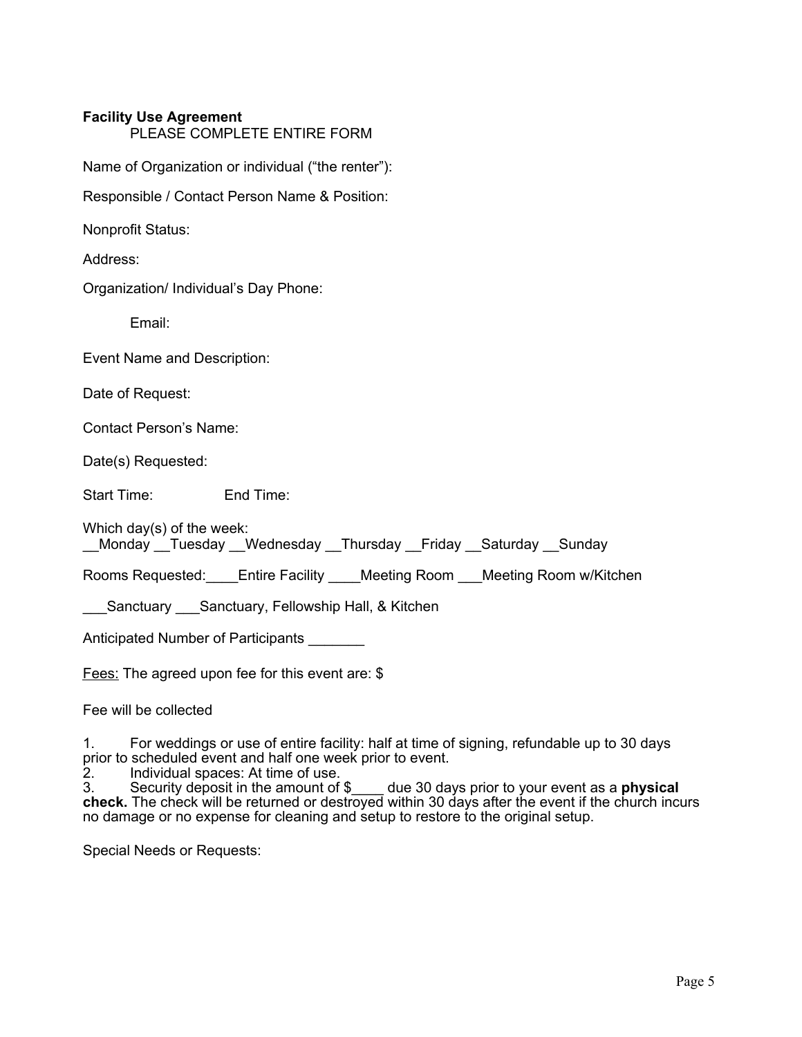**Facility Use Agreement**

PLEASE COMPLETE ENTIRE FORM

Name of Organization or individual ("the renter"):

Responsible / Contact Person Name & Position:

Nonprofit Status:

Address:

Organization/ Individual's Day Phone:

Email:

Event Name and Description:

Date of Request:

Contact Person's Name:

Date(s) Requested:

Start Time: End Time:

Which day(s) of the week:
__Monday __Tuesday __Wednesday __Thursday __Friday __Saturday __Sunday

Rooms Requested:____Entire Facility ____Meeting Room ___Meeting Room w/Kitchen

___Sanctuary ___Sanctuary, Fellowship Hall, & Kitchen

Anticipated Number of Participants _______

Fees: The agreed upon fee for this event are: $

Fee will be collected

1. For weddings or use of entire facility: half at time of signing, refundable up to 30 days prior to scheduled event and half one week prior to event.
2. Individual spaces: At time of use.
3. Security deposit in the amount of $____ due 30 days prior to your event as a **physical check.** The check will be returned or destroyed within 30 days after the event if the church incurs no damage or no expense for cleaning and setup to restore to the original setup.

Special Needs or Requests: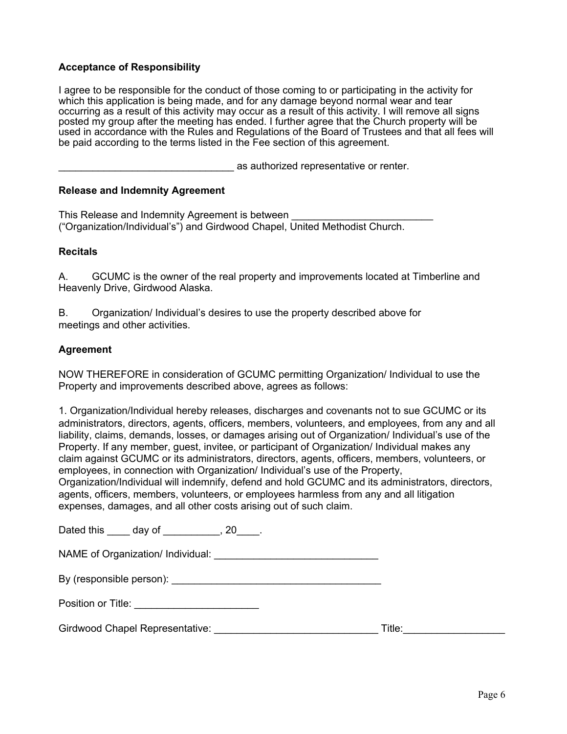**Acceptance of Responsibility**

I agree to be responsible for the conduct of those coming to or participating in the activity for which this application is being made, and for any damage beyond normal wear and tear occurring as a result of this activity may occur as a result of this activity. I will remove all signs posted my group after the meeting has ended. I further agree that the Church property will be used in accordance with the Rules and Regulations of the Board of Trustees and that all fees will be paid according to the terms listed in the Fee section of this agreement.

________________________________ as authorized representative or renter.

**Release and Indemnity Agreement**

This Release and Indemnity Agreement is between _________________________ ("Organization/Individual's") and Girdwood Chapel, United Methodist Church.

**Recitals**

A. GCUMC is the owner of the real property and improvements located at Timberline and Heavenly Drive, Girdwood Alaska.

B. Organization/ Individual's desires to use the property described above for meetings and other activities.

**Agreement**

NOW THEREFORE in consideration of GCUMC permitting Organization/ Individual to use the Property and improvements described above, agrees as follows:

1. Organization/Individual hereby releases, discharges and covenants not to sue GCUMC or its administrators, directors, agents, officers, members, volunteers, and employees, from any and all liability, claims, demands, losses, or damages arising out of Organization/ Individual's use of the Property. If any member, guest, invitee, or participant of Organization/ Individual makes any claim against GCUMC or its administrators, directors, agents, officers, members, volunteers, or employees, in connection with Organization/ Individual's use of the Property, Organization/Individual will indemnify, defend and hold GCUMC and its administrators, directors, agents, officers, members, volunteers, or employees harmless from any and all litigation expenses, damages, and all other costs arising out of such claim.

Dated this ____ day of __________, 20____.

NAME of Organization/ Individual: ______________________________

By (responsible person): ______________________________________

Position or Title: ______________________

Girdwood Chapel Representative: ______________________________ Title:__________________